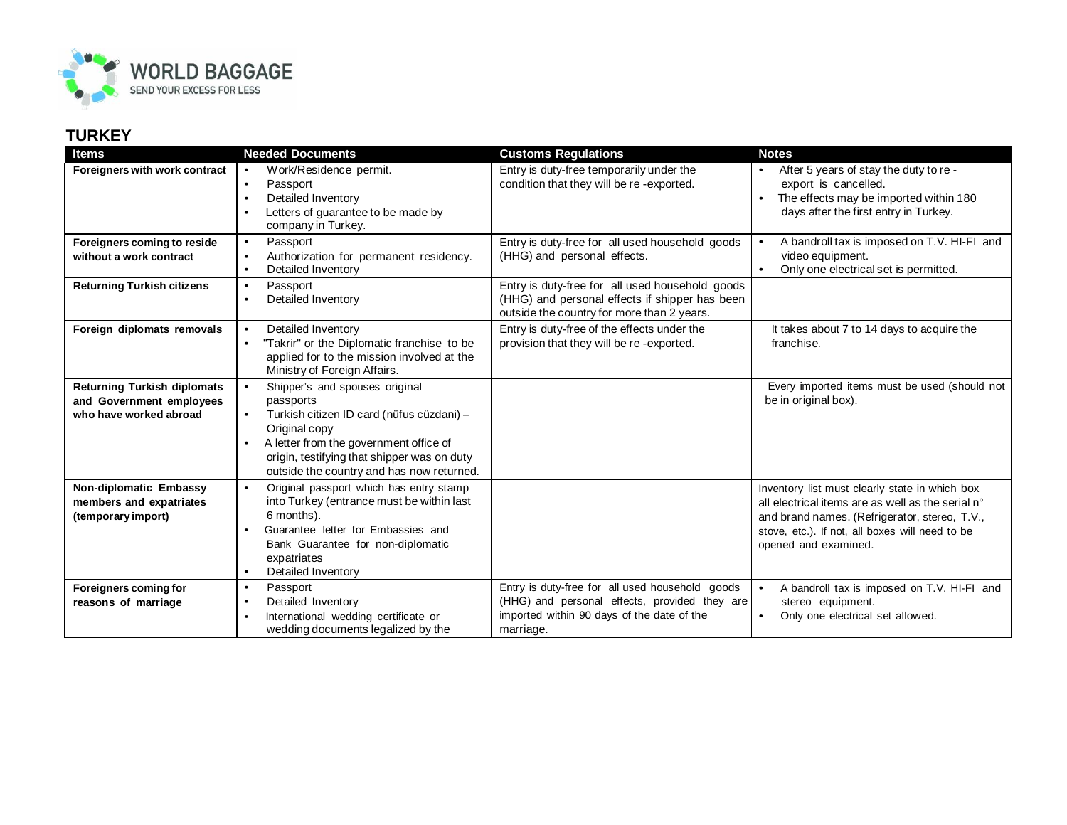WORLD BAGGAGE
SEND YOUR EXCESS FOR LESS

## TURKEY

| Items | Needed Documents | Customs Regulations | Notes |
|---|---|---|---|
| **Foreigners with work contract** | • Work/Residence permit.<br>• Passport<br>• Detailed Inventory<br>• Letters of guarantee to be made by company in Turkey. | Entry is duty-free temporarily under the condition that they will be re -exported. | • After 5 years of stay the duty to re - export is cancelled.<br>• The effects may be imported within 180 days after the first entry in Turkey. |
| **Foreigners coming to reside without a work contract** | • Passport<br>• Authorization for permanent residency.<br>• Detailed Inventory | Entry is duty-free for all used household goods (HHG) and personal effects. | • A bandroll tax is imposed on T.V. HI-FI and video equipment.<br>• Only one electrical set is permitted. |
| **Returning Turkish citizens** | • Passport<br>• Detailed Inventory | Entry is duty-free for all used household goods (HHG) and personal effects if shipper has been outside the country for more than 2 years. | |
| **Foreign diplomats removals** | • Detailed Inventory<br>• "Takrir" or the Diplomatic franchise to be applied for to the mission involved at the Ministry of Foreign Affairs. | Entry is duty-free of the effects under the provision that they will be re -exported. | It takes about 7 to 14 days to acquire the franchise. |
| **Returning Turkish diplomats and Government employees who have worked abroad** | • Shipper's and spouses original passports<br>• Turkish citizen ID card (nüfus cüzdani) – Original copy<br>• A letter from the government office of origin, testifying that shipper was on duty outside the country and has now returned. | | Every imported items must be used (should not be in original box). |
| **Non-diplomatic Embassy members and expatriates (temporary import)** | • Original passport which has entry stamp into Turkey (entrance must be within last 6 months).<br>• Guarantee letter for Embassies and Bank Guarantee for non-diplomatic expatriates<br>• Detailed Inventory | | Inventory list must clearly state in which box all electrical items are as well as the serial n° and brand names. (Refrigerator, stereo, T.V., stove, etc.). If not, all boxes will need to be opened and examined. |
| **Foreigners coming for reasons of marriage** | • Passport<br>• Detailed Inventory<br>• International wedding certificate or wedding documents legalized by the | Entry is duty-free for all used household goods (HHG) and personal effects, provided they are imported within 90 days of the date of the marriage. | • A bandroll tax is imposed on T.V. HI-FI and stereo equipment.<br>• Only one electrical set allowed. |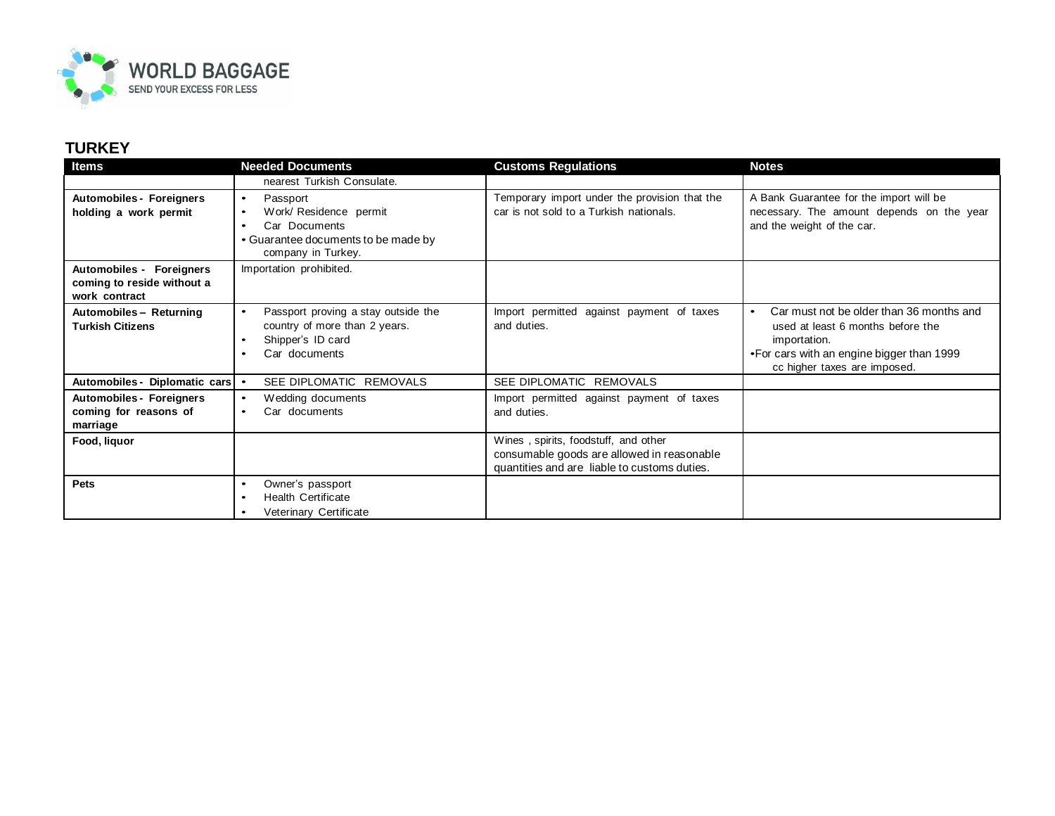## TURKEY

| Items | Needed Documents | Customs Regulations | Notes |
|---|---|---|---|
| | nearest Turkish Consulate. | | |
| **Automobiles - Foreigners holding a work permit** | • Passport<br>• Work/ Residence permit<br>• Car Documents<br>• Guarantee documents to be made by company in Turkey. | Temporary import under the provision that the car is not sold to a Turkish nationals. | A Bank Guarantee for the import will be necessary. The amount depends on the year and the weight of the car. |
| **Automobiles - Foreigners coming to reside without a work contract** | Importation prohibited. | | |
| **Automobiles – Returning Turkish Citizens** | • Passport proving a stay outside the country of more than 2 years.<br>• Shipper's ID card<br>• Car documents | Import permitted against payment of taxes and duties. | • Car must not be older than 36 months and used at least 6 months before the importation.<br>• For cars with an engine bigger than 1999 cc higher taxes are imposed. |
| **Automobiles - Diplomatic cars** | • SEE DIPLOMATIC REMOVALS | SEE DIPLOMATIC REMOVALS | |
| **Automobiles - Foreigners coming for reasons of marriage** | • Wedding documents<br>• Car documents | Import permitted against payment of taxes and duties. | |
| **Food, liquor** | | Wines , spirits, foodstuff, and other consumable goods are allowed in reasonable quantities and are liable to customs duties. | |
| **Pets** | • Owner's passport<br>• Health Certificate<br>• Veterinary Certificate | | |